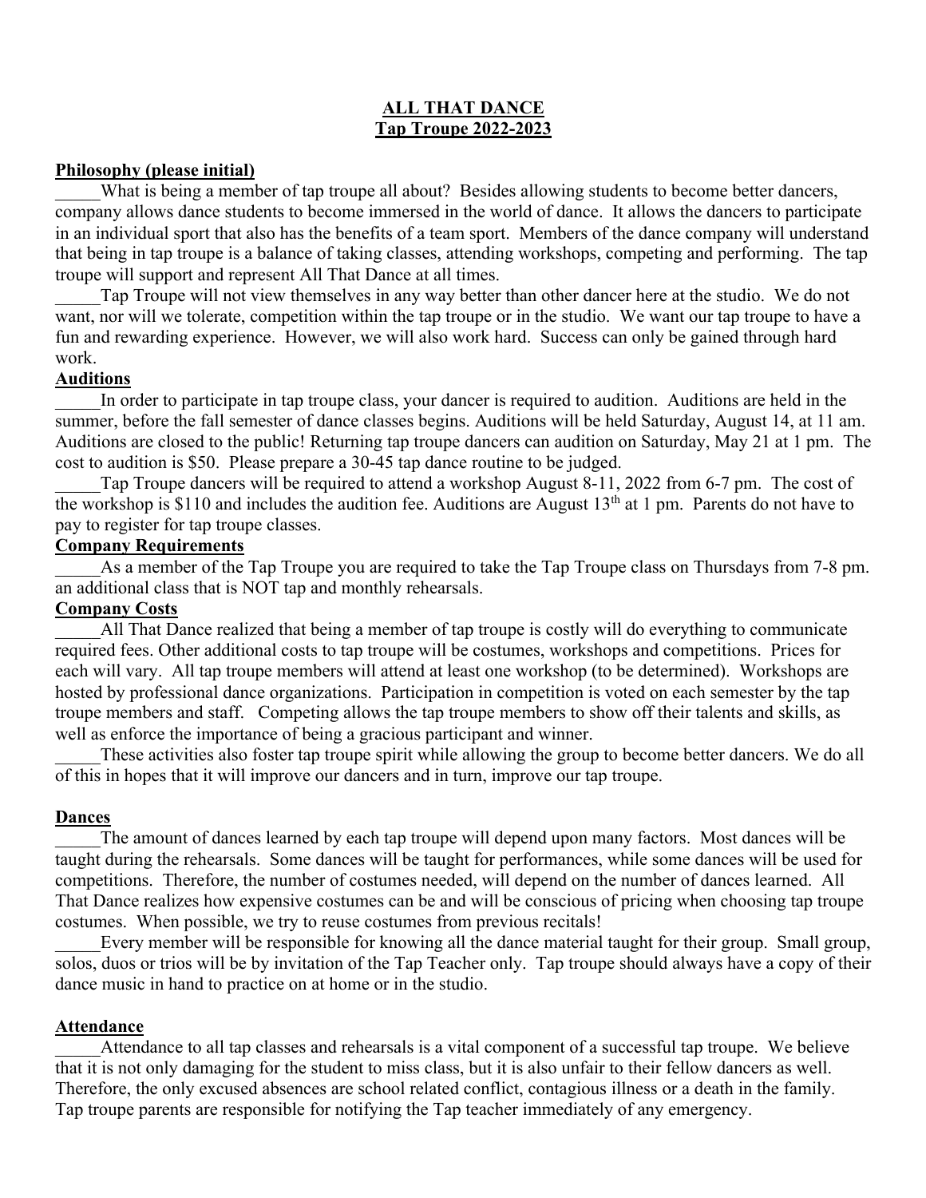# ALL THAT DANCE
## Tap Troupe 2022-2023

**Philosophy (please initial)**

_____What is being a member of tap troupe all about? Besides allowing students to become better dancers, company allows dance students to become immersed in the world of dance. It allows the dancers to participate in an individual sport that also has the benefits of a team sport. Members of the dance company will understand that being in tap troupe is a balance of taking classes, attending workshops, competing and performing. The tap troupe will support and represent All That Dance at all times.

_____Tap Troupe will not view themselves in any way better than other dancer here at the studio. We do not want, nor will we tolerate, competition within the tap troupe or in the studio. We want our tap troupe to have a fun and rewarding experience. However, we will also work hard. Success can only be gained through hard work.

**Auditions**

_____In order to participate in tap troupe class, your dancer is required to audition. Auditions are held in the summer, before the fall semester of dance classes begins. Auditions will be held Saturday, August 14, at 11 am. Auditions are closed to the public! Returning tap troupe dancers can audition on Saturday, May 21 at 1 pm. The cost to audition is $50. Please prepare a 30-45 tap dance routine to be judged.

_____Tap Troupe dancers will be required to attend a workshop August 8-11, 2022 from 6-7 pm. The cost of the workshop is $110 and includes the audition fee. Auditions are August 13th at 1 pm. Parents do not have to pay to register for tap troupe classes.

**Company Requirements**

_____As a member of the Tap Troupe you are required to take the Tap Troupe class on Thursdays from 7-8 pm. an additional class that is NOT tap and monthly rehearsals.

**Company Costs**

_____All That Dance realized that being a member of tap troupe is costly will do everything to communicate required fees. Other additional costs to tap troupe will be costumes, workshops and competitions. Prices for each will vary. All tap troupe members will attend at least one workshop (to be determined). Workshops are hosted by professional dance organizations. Participation in competition is voted on each semester by the tap troupe members and staff. Competing allows the tap troupe members to show off their talents and skills, as well as enforce the importance of being a gracious participant and winner.

_____These activities also foster tap troupe spirit while allowing the group to become better dancers. We do all of this in hopes that it will improve our dancers and in turn, improve our tap troupe.

**Dances**

_____The amount of dances learned by each tap troupe will depend upon many factors. Most dances will be taught during the rehearsals. Some dances will be taught for performances, while some dances will be used for competitions. Therefore, the number of costumes needed, will depend on the number of dances learned. All That Dance realizes how expensive costumes can be and will be conscious of pricing when choosing tap troupe costumes. When possible, we try to reuse costumes from previous recitals!

_____Every member will be responsible for knowing all the dance material taught for their group. Small group, solos, duos or trios will be by invitation of the Tap Teacher only. Tap troupe should always have a copy of their dance music in hand to practice on at home or in the studio.

**Attendance**

_____Attendance to all tap classes and rehearsals is a vital component of a successful tap troupe. We believe that it is not only damaging for the student to miss class, but it is also unfair to their fellow dancers as well. Therefore, the only excused absences are school related conflict, contagious illness or a death in the family. Tap troupe parents are responsible for notifying the Tap teacher immediately of any emergency.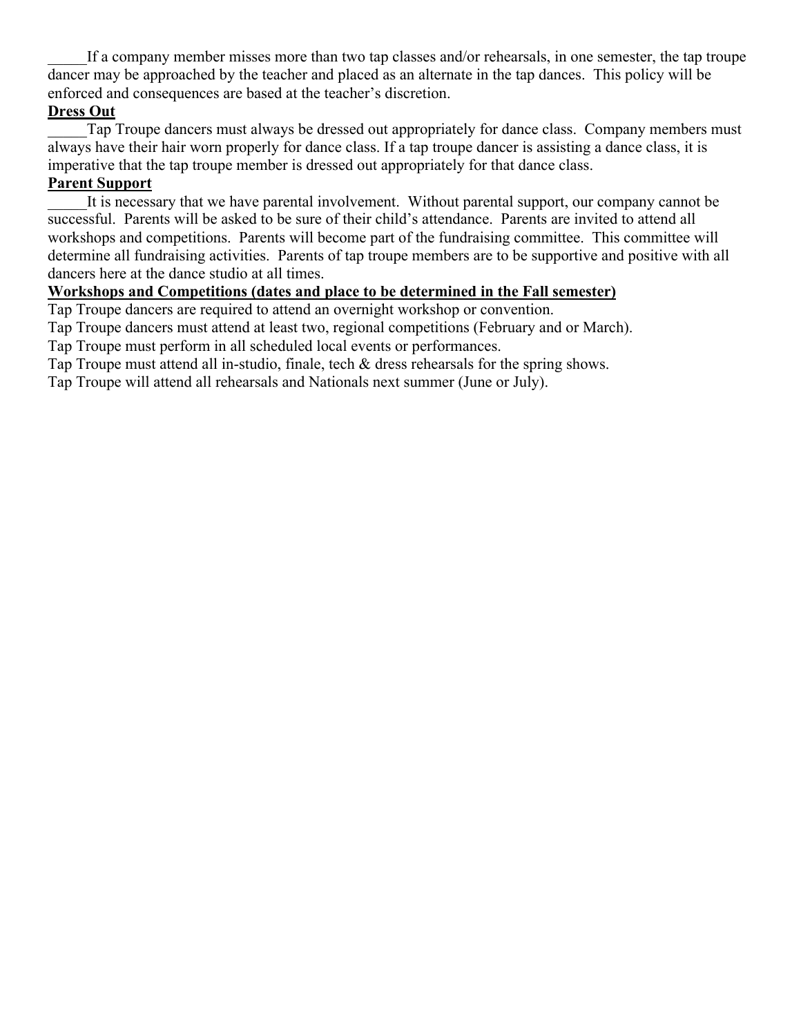_____If a company member misses more than two tap classes and/or rehearsals, in one semester, the tap troupe dancer may be approached by the teacher and placed as an alternate in the tap dances. This policy will be enforced and consequences are based at the teacher's discretion.

**Dress Out**

_____Tap Troupe dancers must always be dressed out appropriately for dance class. Company members must always have their hair worn properly for dance class. If a tap troupe dancer is assisting a dance class, it is imperative that the tap troupe member is dressed out appropriately for that dance class.

**Parent Support**

_____It is necessary that we have parental involvement. Without parental support, our company cannot be successful. Parents will be asked to be sure of their child's attendance. Parents are invited to attend all workshops and competitions. Parents will become part of the fundraising committee. This committee will determine all fundraising activities. Parents of tap troupe members are to be supportive and positive with all dancers here at the dance studio at all times.

**Workshops and Competitions (dates and place to be determined in the Fall semester)**

Tap Troupe dancers are required to attend an overnight workshop or convention.
Tap Troupe dancers must attend at least two, regional competitions (February and or March).
Tap Troupe must perform in all scheduled local events or performances.
Tap Troupe must attend all in-studio, finale, tech & dress rehearsals for the spring shows.
Tap Troupe will attend all rehearsals and Nationals next summer (June or July).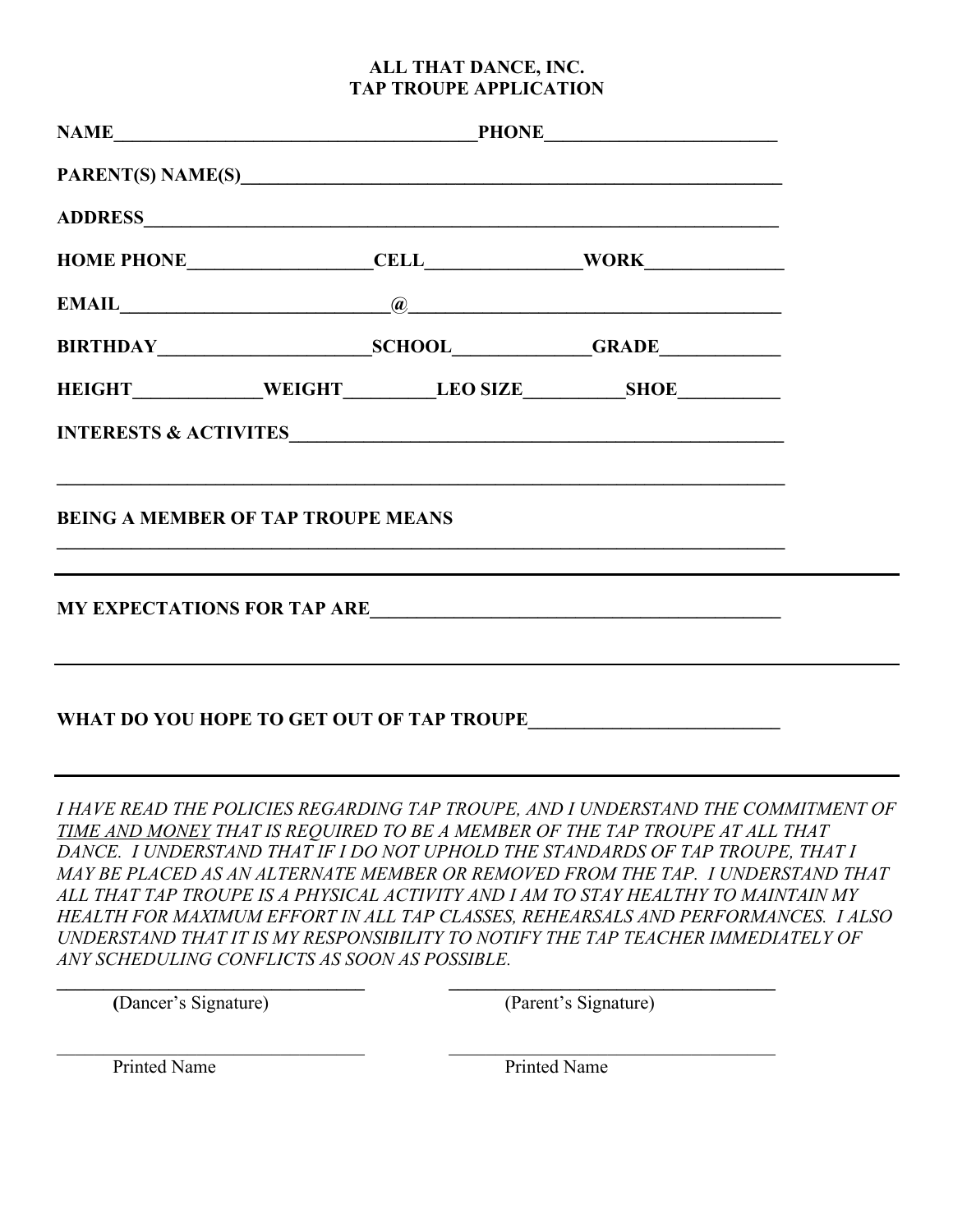**ALL THAT DANCE, INC.**
**TAP TROUPE APPLICATION**

**NAME**_______________________________________**PHONE**________________________

**PARENT(S) NAME(S)**_____________________________________________________________

**ADDRESS**__________________________________________________________________

**HOME PHONE**__________________**CELL**_______________**WORK**______________

**EMAIL**____________________________@_______________________________________

**BIRTHDAY**______________________**SCHOOL**_____________**GRADE**____________

**HEIGHT**_____________**WEIGHT**_________**LEO SIZE**__________**SHOE**__________

**INTERESTS & ACTIVITES**_____________________________________________________

_____________________________________________________________________________

**BEING A MEMBER OF TAP TROUPE MEANS**

_____________________________________________________________________________

_____________________________________________________________________________

**MY EXPECTATIONS FOR TAP ARE**_____________________________________________

_____________________________________________________________________________

**WHAT DO YOU HOPE TO GET OUT OF TAP TROUPE**__________________________

_____________________________________________________________________________

*I HAVE READ THE POLICIES REGARDING TAP TROUPE, AND I UNDERSTAND THE COMMITMENT OF TIME AND MONEY THAT IS REQUIRED TO BE A MEMBER OF THE TAP TROUPE AT ALL THAT DANCE. I UNDERSTAND THAT IF I DO NOT UPHOLD THE STANDARDS OF TAP TROUPE, THAT I MAY BE PLACED AS AN ALTERNATE MEMBER OR REMOVED FROM THE TAP. I UNDERSTAND THAT ALL THAT TAP TROUPE IS A PHYSICAL ACTIVITY AND I AM TO STAY HEALTHY TO MAINTAIN MY HEALTH FOR MAXIMUM EFFORT IN ALL TAP CLASSES, REHEARSALS AND PERFORMANCES. I ALSO UNDERSTAND THAT IT IS MY RESPONSIBILITY TO NOTIFY THE TAP TEACHER IMMEDIATELY OF ANY SCHEDULING CONFLICTS AS SOON AS POSSIBLE.*

_______________________________ _______________________________
(Dancer's Signature) (Parent's Signature)

_______________________________ _______________________________
Printed Name Printed Name